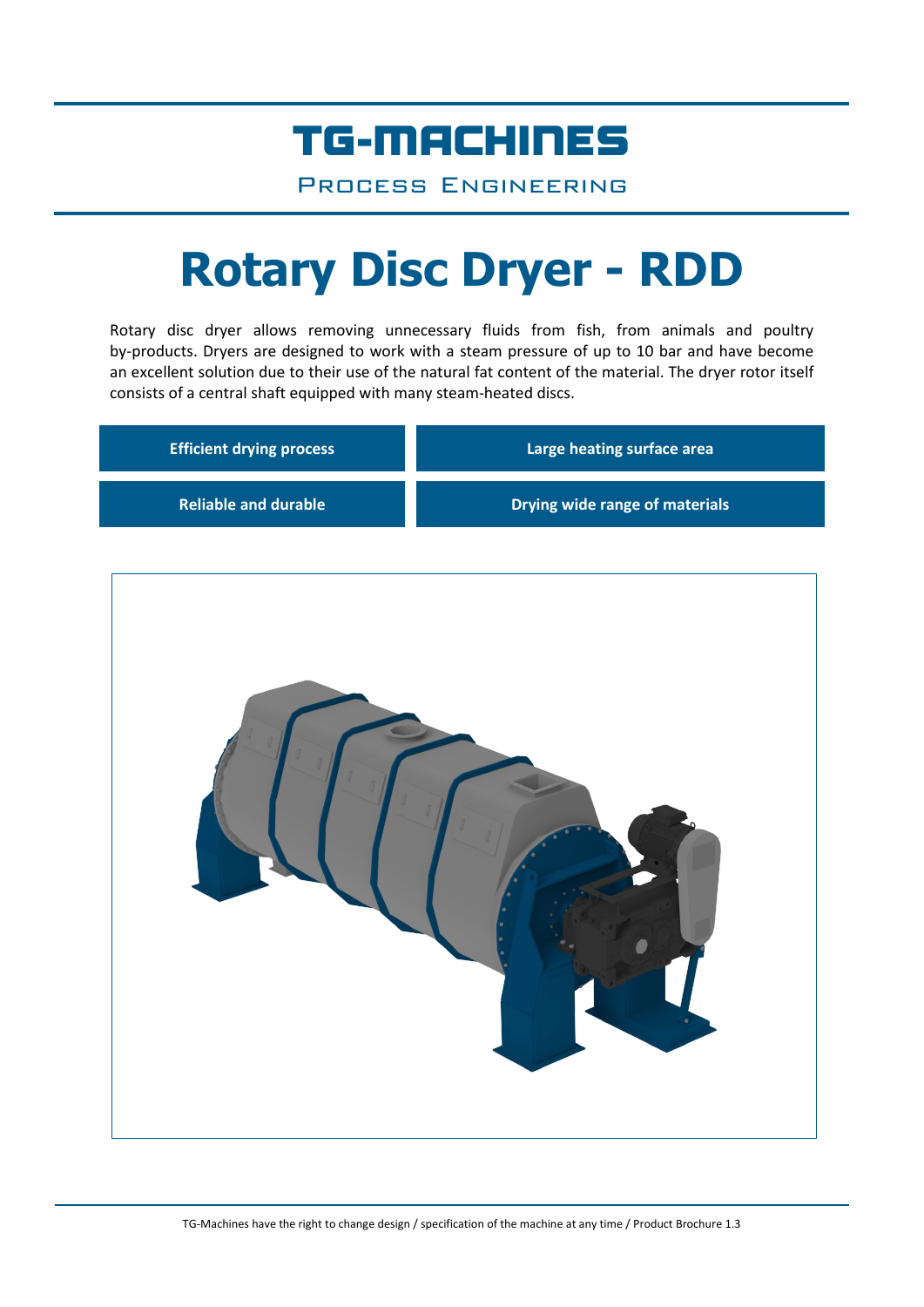TG-MACHINES

Process Engineering

# Rotary Disc Dryer - RDD

Rotary disc dryer allows removing unnecessary fluids from fish, from animals and poultry by-products. Dryers are designed to work with a steam pressure of up to 10 bar and have become an excellent solution due to their use of the natural fat content of the material. The dryer rotor itself consists of a central shaft equipped with many steam-heated discs.

| Efficient drying process | Large heating surface area |
| --- | --- |
| Reliable and durable | Drying wide range of materials |

TG-Machines have the right to change design / specification of the machine at any time / Product Brochure 1.3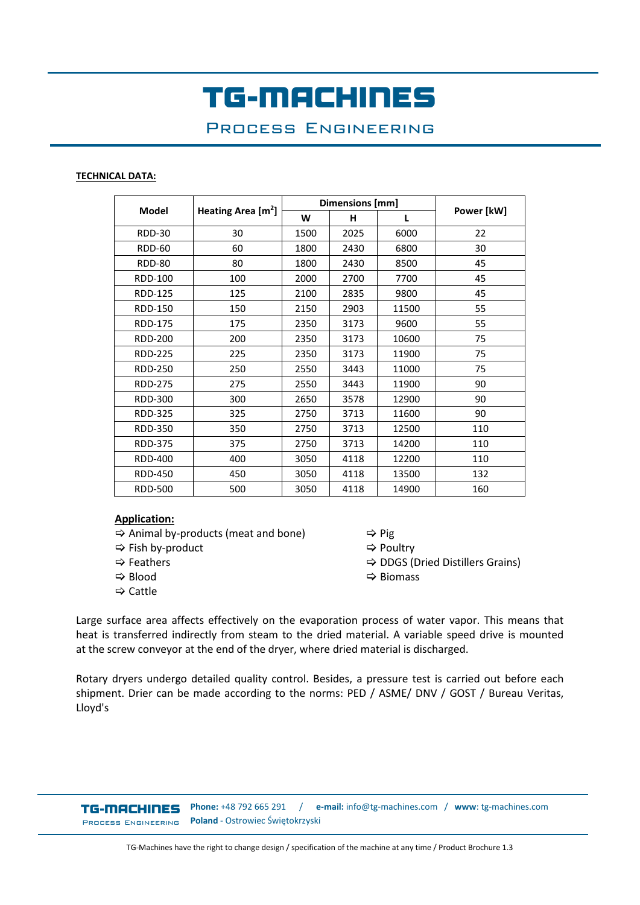# TG-MACHINES

## Process Engineering

**TECHNICAL DATA:**

| Model | Heating Area [$m^2$] | Dimensions [mm] | | | Power [kW] |
|---|---|---|---|---|---|
| | | W | H | L | |
| RDD-30 | 30 | 1500 | 2025 | 6000 | 22 |
| RDD-60 | 60 | 1800 | 2430 | 6800 | 30 |
| RDD-80 | 80 | 1800 | 2430 | 8500 | 45 |
| RDD-100 | 100 | 2000 | 2700 | 7700 | 45 |
| RDD-125 | 125 | 2100 | 2835 | 9800 | 45 |
| RDD-150 | 150 | 2150 | 2903 | 11500 | 55 |
| RDD-175 | 175 | 2350 | 3173 | 9600 | 55 |
| RDD-200 | 200 | 2350 | 3173 | 10600 | 75 |
| RDD-225 | 225 | 2350 | 3173 | 11900 | 75 |
| RDD-250 | 250 | 2550 | 3443 | 11000 | 75 |
| RDD-275 | 275 | 2550 | 3443 | 11900 | 90 |
| RDD-300 | 300 | 2650 | 3578 | 12900 | 90 |
| RDD-325 | 325 | 2750 | 3713 | 11600 | 90 |
| RDD-350 | 350 | 2750 | 3713 | 12500 | 110 |
| RDD-375 | 375 | 2750 | 3713 | 14200 | 110 |
| RDD-400 | 400 | 3050 | 4118 | 12200 | 110 |
| RDD-450 | 450 | 3050 | 4118 | 13500 | 132 |
| RDD-500 | 500 | 3050 | 4118 | 14900 | 160 |

**Application:**

- ⇨ Animal by-products (meat and bone)
- ⇨ Fish by-product
- ⇨ Feathers
- ⇨ Blood
- ⇨ Cattle
- ⇨ Pig
- ⇨ Poultry
- ⇨ DDGS (Dried Distillers Grains)
- ⇨ Biomass

Large surface area affects effectively on the evaporation process of water vapor. This means that heat is transferred indirectly from steam to the dried material. A variable speed drive is mounted at the screw conveyor at the end of the dryer, where dried material is discharged.

Rotary dryers undergo detailed quality control. Besides, a pressure test is carried out before each shipment. Drier can be made according to the norms: PED / ASME/ DNV / GOST / Bureau Veritas, Lloyd's

TG-MACHINES Process Engineering **Phone:** +48 792 665 291 / **e-mail:** info@tg-machines.com / **www**: tg-machines.com
**Poland** - Ostrowiec Świętokrzyski

TG-Machines have the right to change design / specification of the machine at any time / Product Brochure 1.3